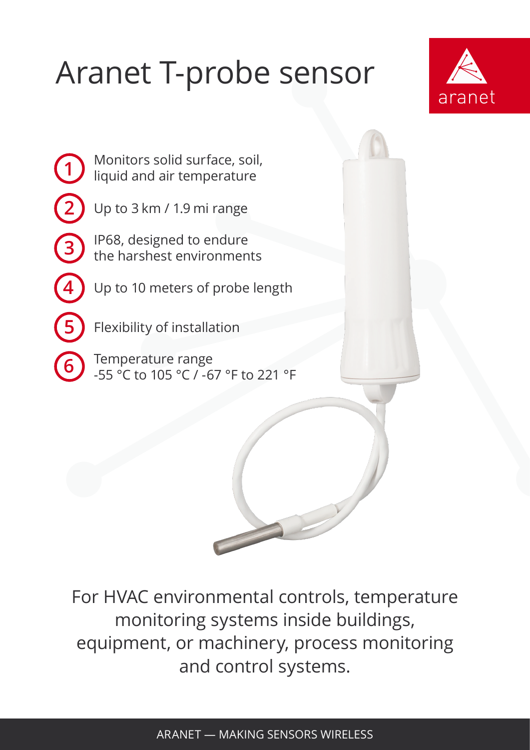# Aranet T-probe sensor

aranet

1. Monitors solid surface, soil, liquid and air temperature
2. Up to 3 km / 1.9 mi range
3. IP68, designed to endure the harshest environments
4. Up to 10 meters of probe length
5. Flexibility of installation
6. Temperature range -55 °C to 105 °C / -67 °F to 221 °F

For HVAC environmental controls, temperature monitoring systems inside buildings, equipment, or machinery, process monitoring and control systems.

ARANET — MAKING SENSORS WIRELESS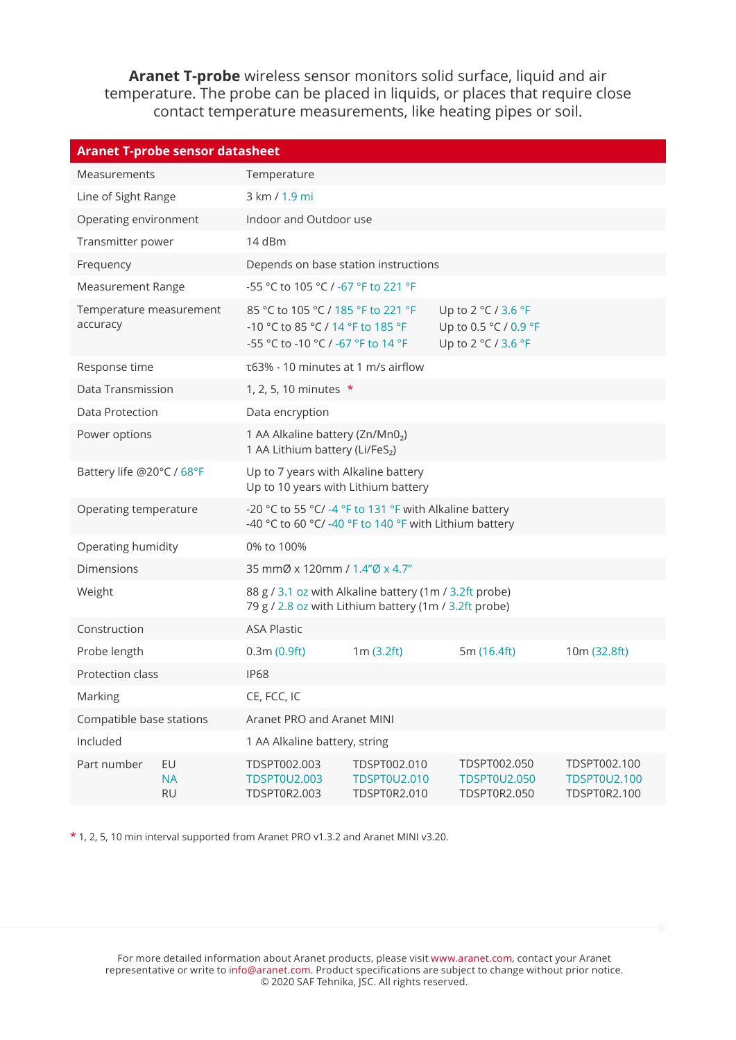**Aranet T-probe** wireless sensor monitors solid surface, liquid and air temperature. The probe can be placed in liquids, or places that require close contact temperature measurements, like heating pipes or soil.

## Aranet T-probe sensor datasheet

| | | | | | |
|---|---|---|---|---|---|
| Measurements | | Temperature | | | |
| Line of Sight Range | | 3 km / 1.9 mi | | | |
| Operating environment | | Indoor and Outdoor use | | | |
| Transmitter power | | 14 dBm | | | |
| Frequency | | Depends on base station instructions | | | |
| Measurement Range | | -55 °C to 105 °C / -67 °F to 221 °F | | | |
| Temperature measurement accuracy | | 85 °C to 105 °C / 185 °F to 221 °F<br>-10 °C to 85 °C / 14 °F to 185 °F<br>-55 °C to -10 °C / -67 °F to 14 °F | Up to 2 °C / 3.6 °F<br>Up to 0.5 °C / 0.9 °F<br>Up to 2 °C / 3.6 °F | | |
| Response time | | τ63% - 10 minutes at 1 m/s airflow | | | |
| Data Transmission | | 1, 2, 5, 10 minutes * | | | |
| Data Protection | | Data encryption | | | |
| Power options | | 1 AA Alkaline battery ($Zn/MnO_2$)<br>1 AA Lithium battery ($Li/FeS_2$) | | | |
| Battery life @20°C / 68°F | | Up to 7 years with Alkaline battery<br>Up to 10 years with Lithium battery | | | |
| Operating temperature | | -20 °C to 55 °C/ -4 °F to 131 °F with Alkaline battery<br>-40 °C to 60 °C/ -40 °F to 140 °F with Lithium battery | | | |
| Operating humidity | | 0% to 100% | | | |
| Dimensions | | 35 mmØ x 120mm / 1.4"Ø x 4.7" | | | |
| Weight | | 88 g / 3.1 oz with Alkaline battery (1m / 3.2ft probe)<br>79 g / 2.8 oz with Lithium battery (1m / 3.2ft probe) | | | |
| Construction | | ASA Plastic | | | |
| Probe length | | 0.3m (0.9ft) | 1m (3.2ft) | 5m (16.4ft) | 10m (32.8ft) |
| Protection class | | IP68 | | | |
| Marking | | CE, FCC, IC | | | |
| Compatible base stations | | Aranet PRO and Aranet MINI | | | |
| Included | | 1 AA Alkaline battery, string | | | |
| Part number | EU<br>NA<br>RU | TDSPT002.003<br>TDSPT0U2.003<br>TDSPT0R2.003 | TDSPT002.010<br>TDSPT0U2.010<br>TDSPT0R2.010 | TDSPT002.050<br>TDSPT0U2.050<br>TDSPT0R2.050 | TDSPT002.100<br>TDSPT0U2.100<br>TDSPT0R2.100 |

* 1, 2, 5, 10 min interval supported from Aranet PRO v1.3.2 and Aranet MINI v3.20.

For more detailed information about Aranet products, please visit www.aranet.com, contact your Aranet representative or write to info@aranet.com. Product specifications are subject to change without prior notice.
© 2020 SAF Tehnika, JSC. All rights reserved.